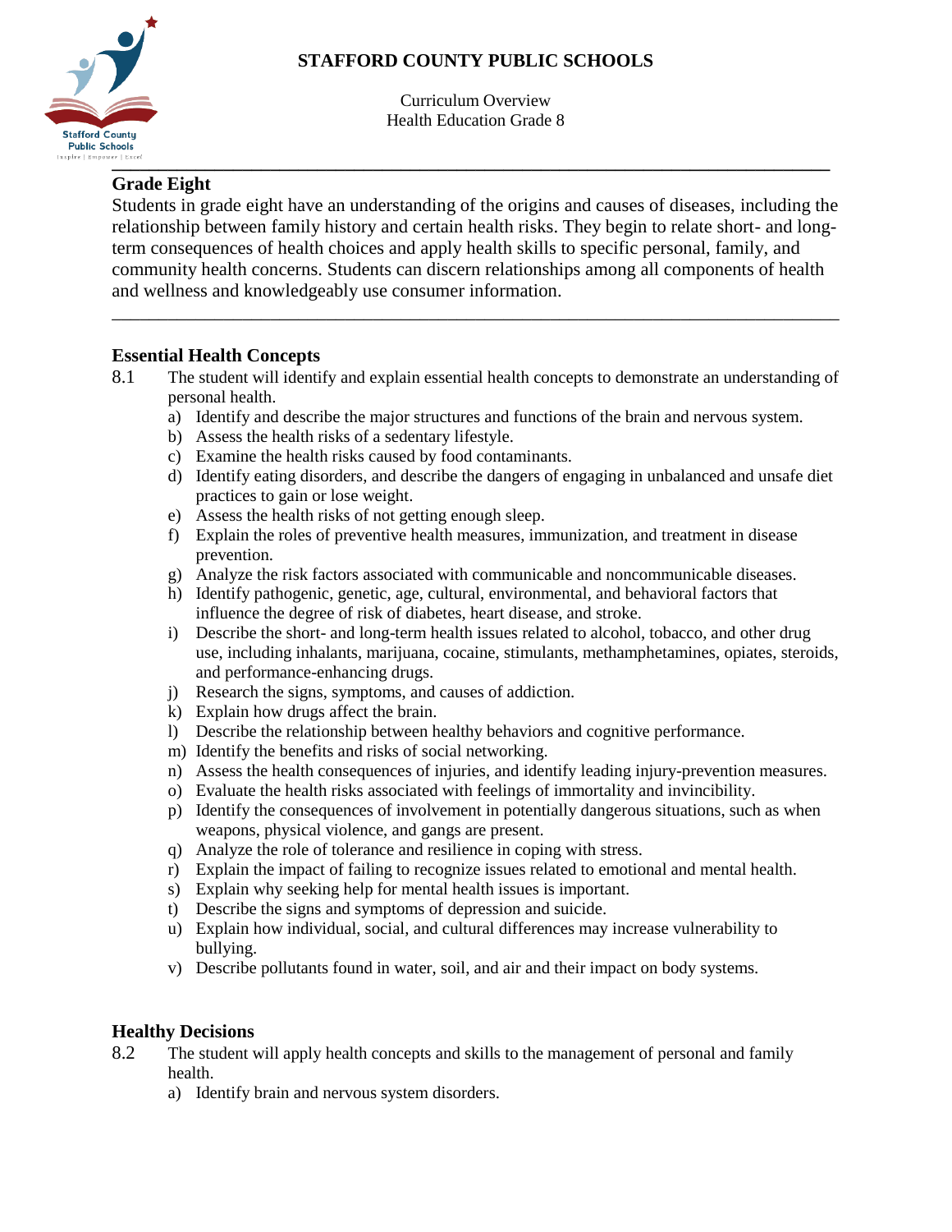# STAFFORD COUNTY PUBLIC SCHOOLS

Curriculum Overview
Health Education Grade 8

## Grade Eight

Students in grade eight have an understanding of the origins and causes of diseases, including the relationship between family history and certain health risks. They begin to relate short- and long-term consequences of health choices and apply health skills to specific personal, family, and community health concerns. Students can discern relationships among all components of health and wellness and knowledgeably use consumer information.

---

## Essential Health Concepts

8.1 The student will identify and explain essential health concepts to demonstrate an understanding of personal health.

a) Identify and describe the major structures and functions of the brain and nervous system.
b) Assess the health risks of a sedentary lifestyle.
c) Examine the health risks caused by food contaminants.
d) Identify eating disorders, and describe the dangers of engaging in unbalanced and unsafe diet practices to gain or lose weight.
e) Assess the health risks of not getting enough sleep.
f) Explain the roles of preventive health measures, immunization, and treatment in disease prevention.
g) Analyze the risk factors associated with communicable and noncommunicable diseases.
h) Identify pathogenic, genetic, age, cultural, environmental, and behavioral factors that influence the degree of risk of diabetes, heart disease, and stroke.
i) Describe the short- and long-term health issues related to alcohol, tobacco, and other drug use, including inhalants, marijuana, cocaine, stimulants, methamphetamines, opiates, steroids, and performance-enhancing drugs.
j) Research the signs, symptoms, and causes of addiction.
k) Explain how drugs affect the brain.
l) Describe the relationship between healthy behaviors and cognitive performance.
m) Identify the benefits and risks of social networking.
n) Assess the health consequences of injuries, and identify leading injury-prevention measures.
o) Evaluate the health risks associated with feelings of immortality and invincibility.
p) Identify the consequences of involvement in potentially dangerous situations, such as when weapons, physical violence, and gangs are present.
q) Analyze the role of tolerance and resilience in coping with stress.
r) Explain the impact of failing to recognize issues related to emotional and mental health.
s) Explain why seeking help for mental health issues is important.
t) Describe the signs and symptoms of depression and suicide.
u) Explain how individual, social, and cultural differences may increase vulnerability to bullying.
v) Describe pollutants found in water, soil, and air and their impact on body systems.

## Healthy Decisions

8.2 The student will apply health concepts and skills to the management of personal and family health.

a) Identify brain and nervous system disorders.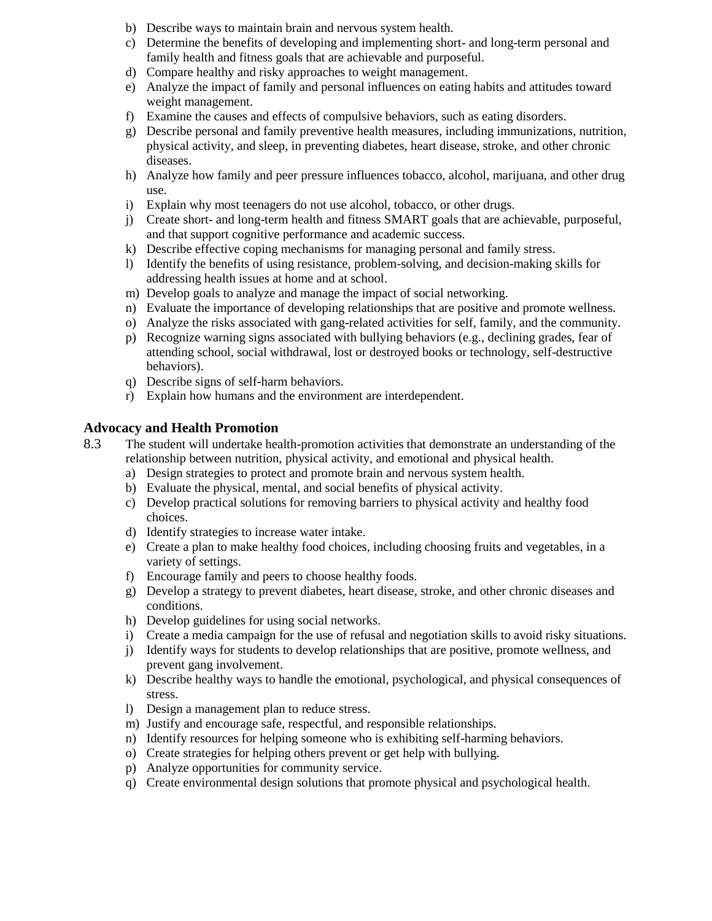b) Describe ways to maintain brain and nervous system health.
c) Determine the benefits of developing and implementing short- and long-term personal and family health and fitness goals that are achievable and purposeful.
d) Compare healthy and risky approaches to weight management.
e) Analyze the impact of family and personal influences on eating habits and attitudes toward weight management.
f) Examine the causes and effects of compulsive behaviors, such as eating disorders.
g) Describe personal and family preventive health measures, including immunizations, nutrition, physical activity, and sleep, in preventing diabetes, heart disease, stroke, and other chronic diseases.
h) Analyze how family and peer pressure influences tobacco, alcohol, marijuana, and other drug use.
i) Explain why most teenagers do not use alcohol, tobacco, or other drugs.
j) Create short- and long-term health and fitness SMART goals that are achievable, purposeful, and that support cognitive performance and academic success.
k) Describe effective coping mechanisms for managing personal and family stress.
l) Identify the benefits of using resistance, problem-solving, and decision-making skills for addressing health issues at home and at school.
m) Develop goals to analyze and manage the impact of social networking.
n) Evaluate the importance of developing relationships that are positive and promote wellness.
o) Analyze the risks associated with gang-related activities for self, family, and the community.
p) Recognize warning signs associated with bullying behaviors (e.g., declining grades, fear of attending school, social withdrawal, lost or destroyed books or technology, self-destructive behaviors).
q) Describe signs of self-harm behaviors.
r) Explain how humans and the environment are interdependent.

## Advocacy and Health Promotion

8.3 The student will undertake health-promotion activities that demonstrate an understanding of the relationship between nutrition, physical activity, and emotional and physical health.

a) Design strategies to protect and promote brain and nervous system health.
b) Evaluate the physical, mental, and social benefits of physical activity.
c) Develop practical solutions for removing barriers to physical activity and healthy food choices.
d) Identify strategies to increase water intake.
e) Create a plan to make healthy food choices, including choosing fruits and vegetables, in a variety of settings.
f) Encourage family and peers to choose healthy foods.
g) Develop a strategy to prevent diabetes, heart disease, stroke, and other chronic diseases and conditions.
h) Develop guidelines for using social networks.
i) Create a media campaign for the use of refusal and negotiation skills to avoid risky situations.
j) Identify ways for students to develop relationships that are positive, promote wellness, and prevent gang involvement.
k) Describe healthy ways to handle the emotional, psychological, and physical consequences of stress.
l) Design a management plan to reduce stress.
m) Justify and encourage safe, respectful, and responsible relationships.
n) Identify resources for helping someone who is exhibiting self-harming behaviors.
o) Create strategies for helping others prevent or get help with bullying.
p) Analyze opportunities for community service.
q) Create environmental design solutions that promote physical and psychological health.